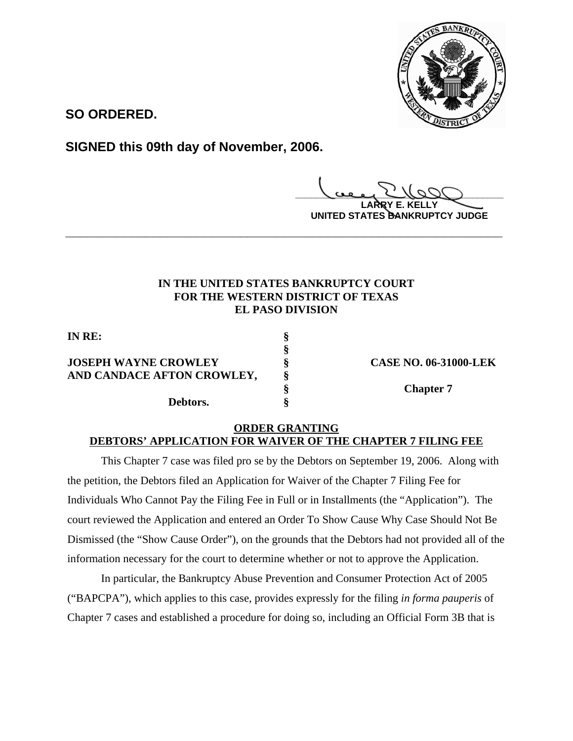**SO ORDERED.**

**SIGNED this 09th day of November, 2006.**

**LARRY E. KELLY**
**UNITED STATES BANKRUPTCY JUDGE**

---

**IN THE UNITED STATES BANKRUPTCY COURT**
**FOR THE WESTERN DISTRICT OF TEXAS**
**EL PASO DIVISION**

| | | |
|---|---|---|
| **IN RE:** | § | |
| | § | |
| **JOSEPH WAYNE CROWLEY** | § | **CASE NO. 06-31000-LEK** |
| **AND CANDACE AFTON CROWLEY,** | § | |
| | § | **Chapter 7** |
| **Debtors.** | § | |

**ORDER GRANTING**
**DEBTORS' APPLICATION FOR WAIVER OF THE CHAPTER 7 FILING FEE**

This Chapter 7 case was filed pro se by the Debtors on September 19, 2006. Along with the petition, the Debtors filed an Application for Waiver of the Chapter 7 Filing Fee for Individuals Who Cannot Pay the Filing Fee in Full or in Installments (the "Application"). The court reviewed the Application and entered an Order To Show Cause Why Case Should Not Be Dismissed (the "Show Cause Order"), on the grounds that the Debtors had not provided all of the information necessary for the court to determine whether or not to approve the Application.

In particular, the Bankruptcy Abuse Prevention and Consumer Protection Act of 2005 ("BAPCPA"), which applies to this case, provides expressly for the filing *in forma pauperis* of Chapter 7 cases and established a procedure for doing so, including an Official Form 3B that is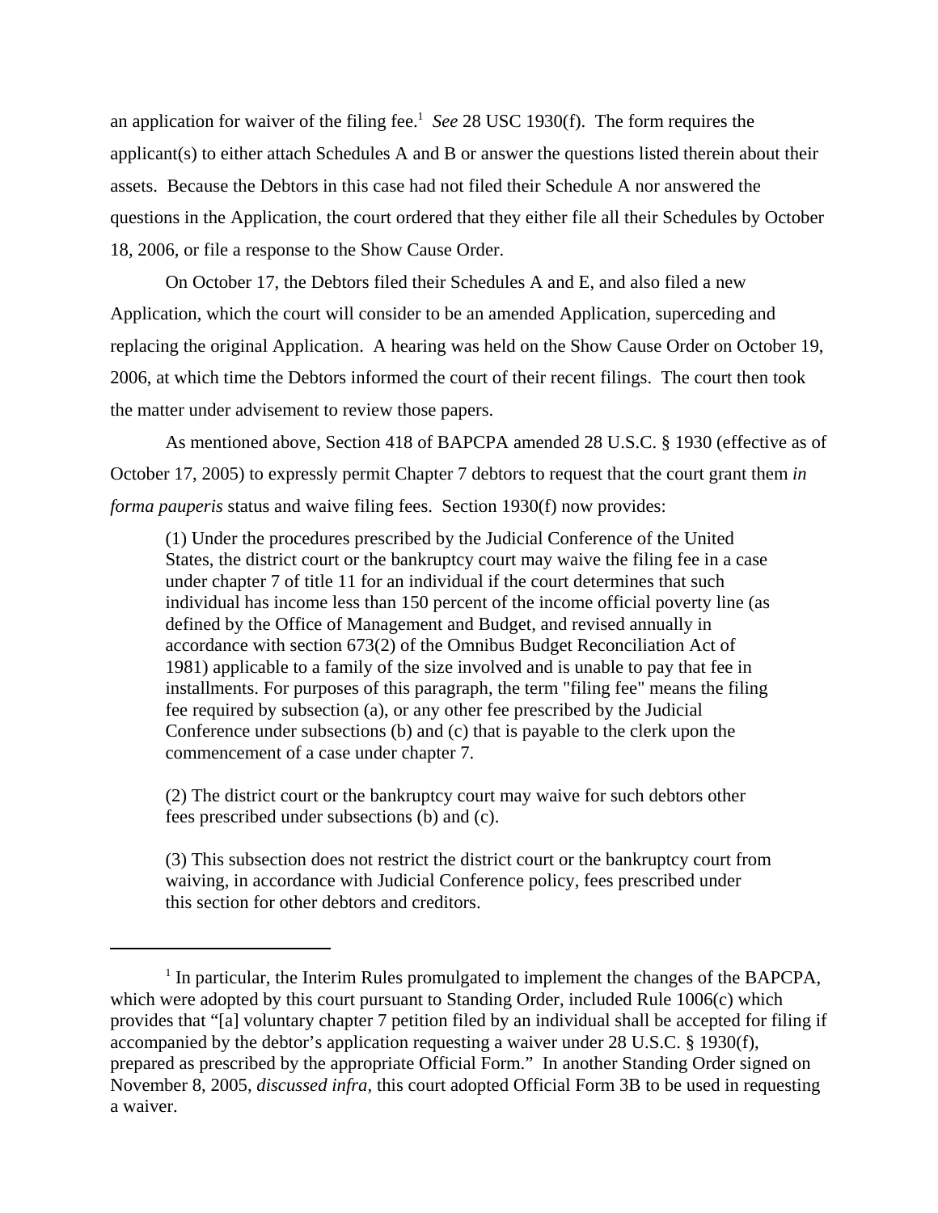an application for waiver of the filing fee.[1] *See* 28 USC 1930(f). The form requires the applicant(s) to either attach Schedules A and B or answer the questions listed therein about their assets. Because the Debtors in this case had not filed their Schedule A nor answered the questions in the Application, the court ordered that they either file all their Schedules by October 18, 2006, or file a response to the Show Cause Order.

On October 17, the Debtors filed their Schedules A and E, and also filed a new Application, which the court will consider to be an amended Application, superceding and replacing the original Application. A hearing was held on the Show Cause Order on October 19, 2006, at which time the Debtors informed the court of their recent filings. The court then took the matter under advisement to review those papers.

As mentioned above, Section 418 of BAPCPA amended 28 U.S.C. § 1930 (effective as of October 17, 2005) to expressly permit Chapter 7 debtors to request that the court grant them *in forma pauperis* status and waive filing fees. Section 1930(f) now provides:

> (1) Under the procedures prescribed by the Judicial Conference of the United States, the district court or the bankruptcy court may waive the filing fee in a case under chapter 7 of title 11 for an individual if the court determines that such individual has income less than 150 percent of the income official poverty line (as defined by the Office of Management and Budget, and revised annually in accordance with section 673(2) of the Omnibus Budget Reconciliation Act of 1981) applicable to a family of the size involved and is unable to pay that fee in installments. For purposes of this paragraph, the term "filing fee" means the filing fee required by subsection (a), or any other fee prescribed by the Judicial Conference under subsections (b) and (c) that is payable to the clerk upon the commencement of a case under chapter 7.
>
> (2) The district court or the bankruptcy court may waive for such debtors other fees prescribed under subsections (b) and (c).
>
> (3) This subsection does not restrict the district court or the bankruptcy court from waiving, in accordance with Judicial Conference policy, fees prescribed under this section for other debtors and creditors.

---

[1] In particular, the Interim Rules promulgated to implement the changes of the BAPCPA, which were adopted by this court pursuant to Standing Order, included Rule 1006(c) which provides that "[a] voluntary chapter 7 petition filed by an individual shall be accepted for filing if accompanied by the debtor's application requesting a waiver under 28 U.S.C. § 1930(f), prepared as prescribed by the appropriate Official Form." In another Standing Order signed on November 8, 2005, *discussed infra,* this court adopted Official Form 3B to be used in requesting a waiver.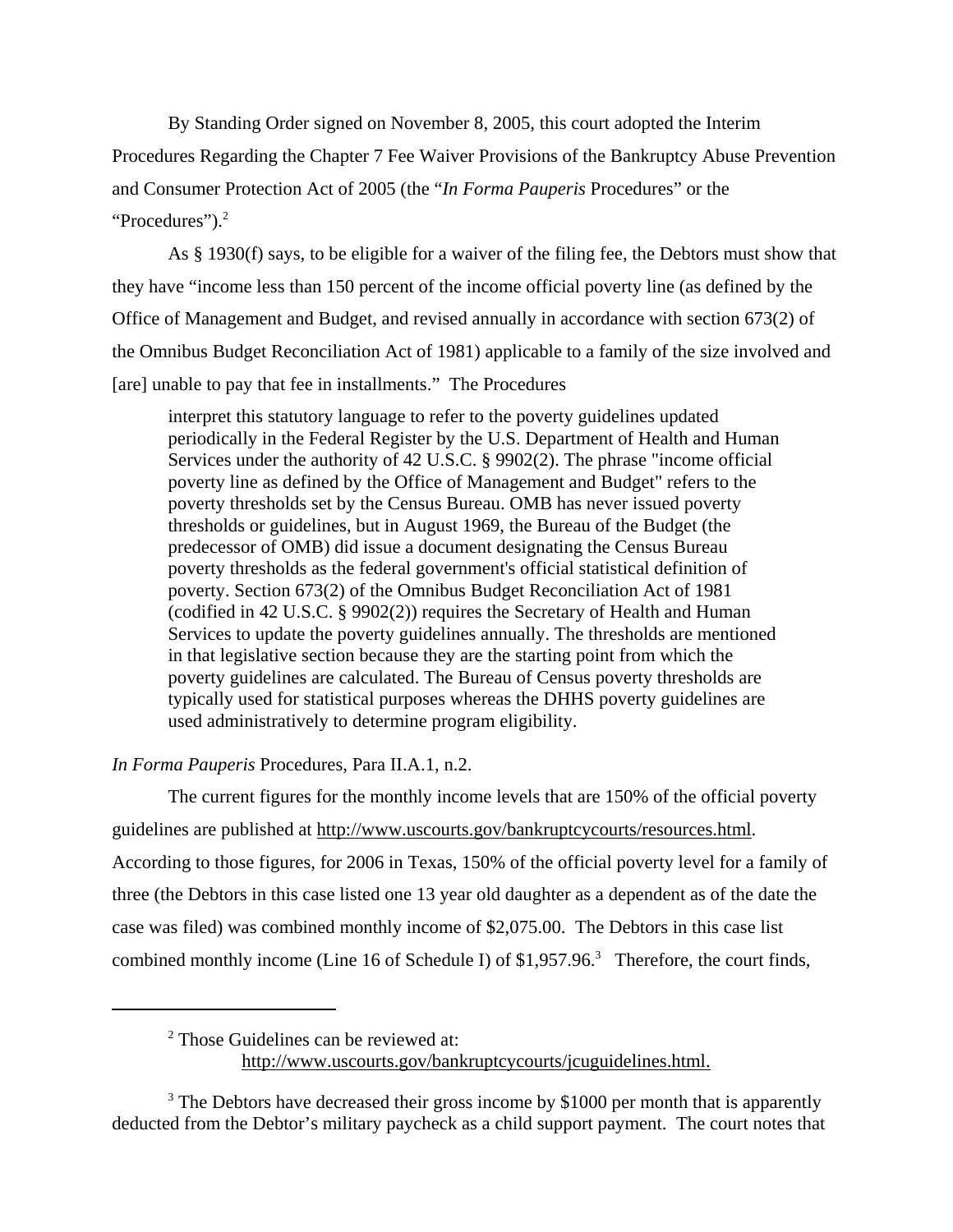By Standing Order signed on November 8, 2005, this court adopted the Interim Procedures Regarding the Chapter 7 Fee Waiver Provisions of the Bankruptcy Abuse Prevention and Consumer Protection Act of 2005 (the "*In Forma Pauperis* Procedures" or the "Procedures").[2]

As § 1930(f) says, to be eligible for a waiver of the filing fee, the Debtors must show that they have "income less than 150 percent of the income official poverty line (as defined by the Office of Management and Budget, and revised annually in accordance with section 673(2) of the Omnibus Budget Reconciliation Act of 1981) applicable to a family of the size involved and [are] unable to pay that fee in installments." The Procedures

> interpret this statutory language to refer to the poverty guidelines updated periodically in the Federal Register by the U.S. Department of Health and Human Services under the authority of 42 U.S.C. § 9902(2). The phrase "income official poverty line as defined by the Office of Management and Budget" refers to the poverty thresholds set by the Census Bureau. OMB has never issued poverty thresholds or guidelines, but in August 1969, the Bureau of the Budget (the predecessor of OMB) did issue a document designating the Census Bureau poverty thresholds as the federal government's official statistical definition of poverty. Section 673(2) of the Omnibus Budget Reconciliation Act of 1981 (codified in 42 U.S.C. § 9902(2)) requires the Secretary of Health and Human Services to update the poverty guidelines annually. The thresholds are mentioned in that legislative section because they are the starting point from which the poverty guidelines are calculated. The Bureau of Census poverty thresholds are typically used for statistical purposes whereas the DHHS poverty guidelines are used administratively to determine program eligibility.

*In Forma Pauperis* Procedures, Para II.A.1, n.2.

The current figures for the monthly income levels that are 150% of the official poverty guidelines are published at http://www.uscourts.gov/bankruptcycourts/resources.html. According to those figures, for 2006 in Texas, 150% of the official poverty level for a family of three (the Debtors in this case listed one 13 year old daughter as a dependent as of the date the case was filed) was combined monthly income of $2,075.00. The Debtors in this case list combined monthly income (Line 16 of Schedule I) of $1,957.96.[3] Therefore, the court finds,

---

[2] Those Guidelines can be reviewed at: http://www.uscourts.gov/bankruptcycourts/jcuguidelines.html.

[3] The Debtors have decreased their gross income by $1000 per month that is apparently deducted from the Debtor's military paycheck as a child support payment. The court notes that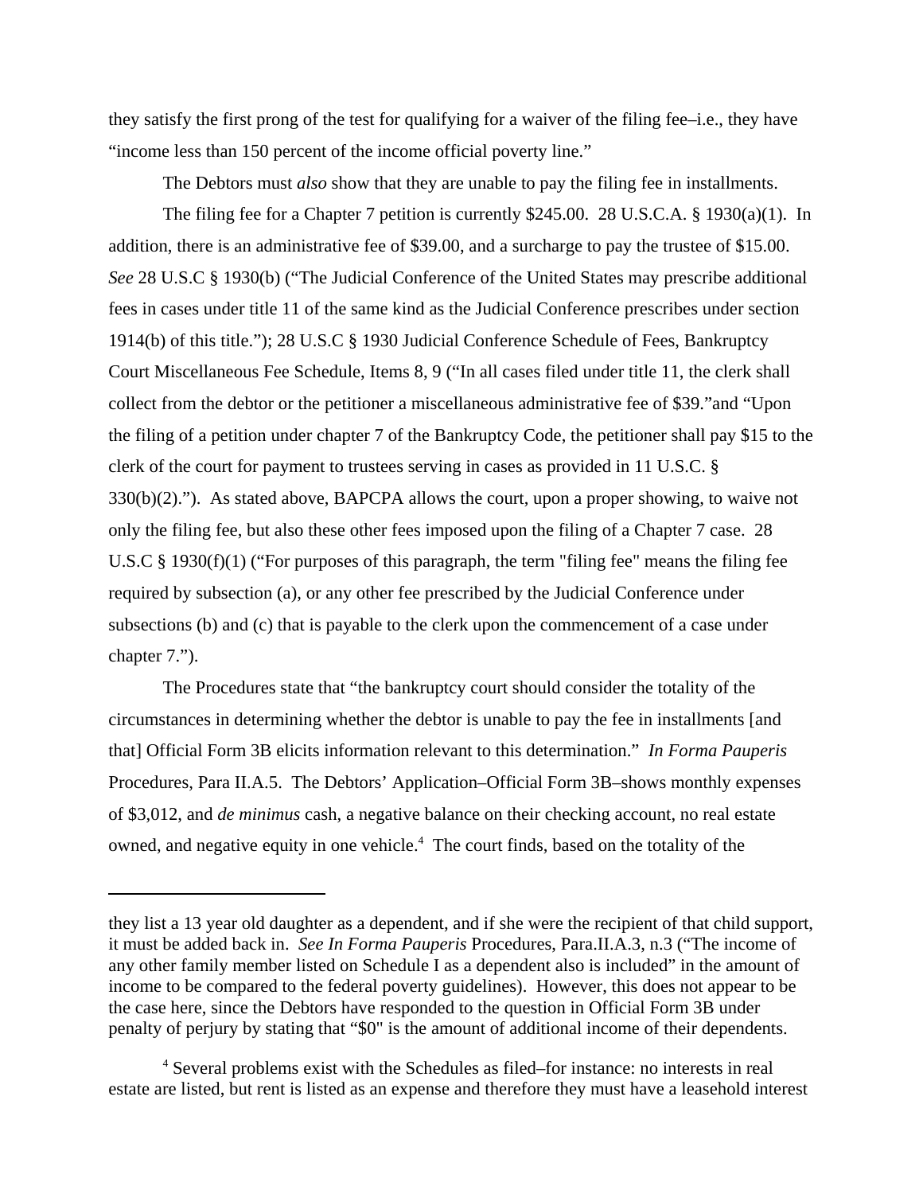they satisfy the first prong of the test for qualifying for a waiver of the filing fee–i.e., they have "income less than 150 percent of the income official poverty line."

The Debtors must *also* show that they are unable to pay the filing fee in installments.

The filing fee for a Chapter 7 petition is currently $245.00. 28 U.S.C.A. § 1930(a)(1). In addition, there is an administrative fee of $39.00, and a surcharge to pay the trustee of $15.00. *See* 28 U.S.C § 1930(b) ("The Judicial Conference of the United States may prescribe additional fees in cases under title 11 of the same kind as the Judicial Conference prescribes under section 1914(b) of this title."); 28 U.S.C § 1930 Judicial Conference Schedule of Fees, Bankruptcy Court Miscellaneous Fee Schedule, Items 8, 9 ("In all cases filed under title 11, the clerk shall collect from the debtor or the petitioner a miscellaneous administrative fee of $39."and "Upon the filing of a petition under chapter 7 of the Bankruptcy Code, the petitioner shall pay $15 to the clerk of the court for payment to trustees serving in cases as provided in 11 U.S.C. § 330(b)(2)."). As stated above, BAPCPA allows the court, upon a proper showing, to waive not only the filing fee, but also these other fees imposed upon the filing of a Chapter 7 case. 28 U.S.C § 1930(f)(1) ("For purposes of this paragraph, the term "filing fee" means the filing fee required by subsection (a), or any other fee prescribed by the Judicial Conference under subsections (b) and (c) that is payable to the clerk upon the commencement of a case under chapter 7.").

The Procedures state that "the bankruptcy court should consider the totality of the circumstances in determining whether the debtor is unable to pay the fee in installments [and that] Official Form 3B elicits information relevant to this determination." *In Forma Pauperis* Procedures, Para II.A.5. The Debtors' Application–Official Form 3B–shows monthly expenses of $3,012, and *de minimus* cash, a negative balance on their checking account, no real estate owned, and negative equity in one vehicle.[4] The court finds, based on the totality of the

---

they list a 13 year old daughter as a dependent, and if she were the recipient of that child support, it must be added back in. *See In Forma Pauperis* Procedures, Para.II.A.3, n.3 ("The income of any other family member listed on Schedule I as a dependent also is included" in the amount of income to be compared to the federal poverty guidelines). However, this does not appear to be the case here, since the Debtors have responded to the question in Official Form 3B under penalty of perjury by stating that "$0" is the amount of additional income of their dependents.

[4] Several problems exist with the Schedules as filed–for instance: no interests in real estate are listed, but rent is listed as an expense and therefore they must have a leasehold interest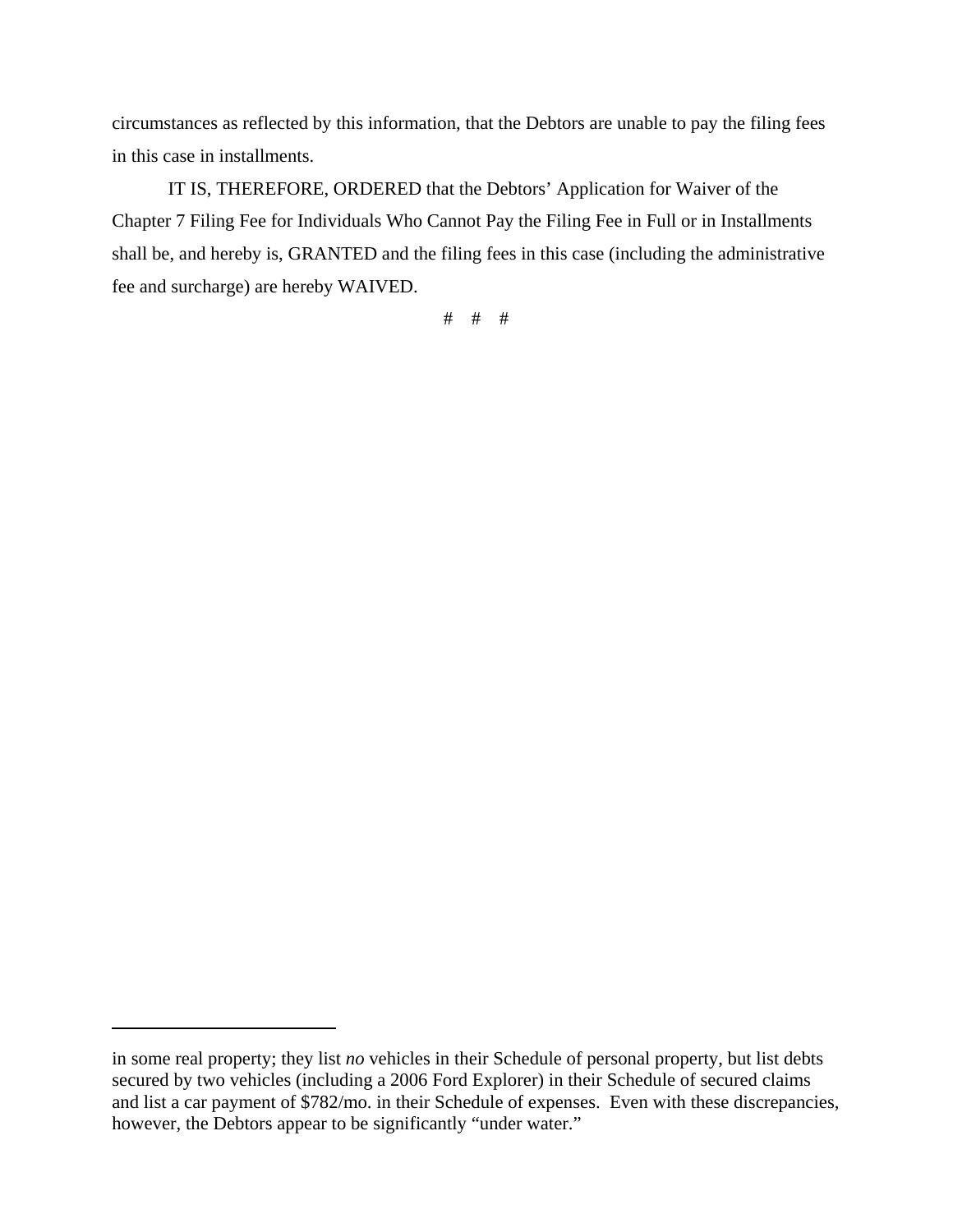circumstances as reflected by this information, that the Debtors are unable to pay the filing fees in this case in installments.

IT IS, THEREFORE, ORDERED that the Debtors' Application for Waiver of the Chapter 7 Filing Fee for Individuals Who Cannot Pay the Filing Fee in Full or in Installments shall be, and hereby is, GRANTED and the filing fees in this case (including the administrative fee and surcharge) are hereby WAIVED.

# # #

---

in some real property; they list *no* vehicles in their Schedule of personal property, but list debts secured by two vehicles (including a 2006 Ford Explorer) in their Schedule of secured claims and list a car payment of $782/mo. in their Schedule of expenses. Even with these discrepancies, however, the Debtors appear to be significantly "under water."